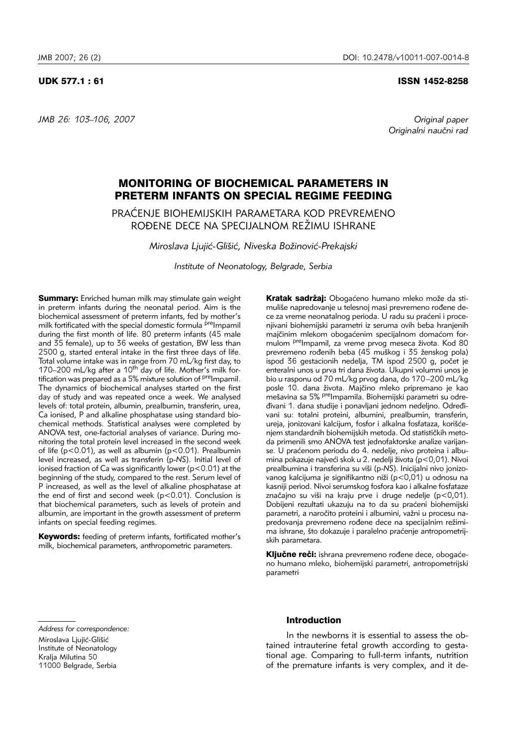UDK 577.1 : 61 ISSN 1452-8258

*Original paper*
*Originalni naučni rad*

# MONITORING OF BIOCHEMICAL PARAMETERS IN PRETERM INFANTS ON SPECIAL REGIME FEEDING

## PRAĆENJE BIOHEMIJSKIH PARAMETARA KOD PREVREMENO ROĐENE DECE NA SPECIJALNOM REŽIMU ISHRANE

*Miroslava Ljujić-Glišić, Niveska Božinović-Prekajski*

*Institute of Neonatology, Belgrade, Serbia*

**Summary:** Enriched human milk may stimulate gain weight in preterm infants during the neonatal period. Aim is the biochemical assessment of preterm infants, fed by mother's milk fortificated with the special domestic formula $^{pre}$Impamil during the first month of life. 80 preterm infants (45 male and 35 female), up to 36 weeks of gestation, BW less than 2500 g, started enteral intake in the first three days of life. Total volume intake was in range from 70 mL/kg first day, to 170–200 mL/kg after a 10$^{th}$ day of life. Mother's milk fortification was prepared as a 5% mixture solution of $^{pre}$Impamil. The dynamics of biochemical analyses started on the first day of study and was repeated once a week. We analysed levels of: total protein, albumin, prealbumin, transferin, urea, Ca ionised, P and alkaline phosphatase using standard biochemical methods. Statistical analyses were completed by ANOVA test, one-factorial analyses of variance. During monitoring the total protein level increased in the second week of life ($p<0.01$), as well as albumin ($p<0.01$). Prealbumin level increased, as well as transferin (p-*NS*). Initial level of ionised fraction of Ca was significantly lower ($p<0.01$) at the beginning of the study, compared to the rest. Serum level of P increased, as well as the level of alkaline phosphatase at the end of first and second week ($p<0.01$). Conclusion is that biochemical parameters, such as levels of protein and albumin, are important in the growth assessment of preterm infants on special feeding regimes.

**Keywords:** feeding of preterm infants, fortificated mother's milk, biochemical parameters, anthropometric parameters.

**Kratak sadržaj:** Obogaćeno humano mleko može da stimuliše napredovanje u telesnoj masi prevremeno rođene dece za vreme neonatalnog perioda. U radu su praćeni i procenjivani biohemijski parametri iz seruma ovih beba hranjenih majčinim mlekom obogaćenim specijalnom domaćom formulom $^{pre}$Impamil, za vreme prvog meseca života. Kod 80 prevremeno rođenih beba (45 muškog i 35 ženskog pola) ispod 36 gestacionih nedelja, TM ispod 2500 g, počet je enteralni unos u prva tri dana života. Ukupni volumni unos je bio u rasponu od 70 mL/kg prvog dana, do 170–200 mL/kg posle 10. dana života. Majčino mleko pripremano je kao mešavina sa 5% $^{pre}$Impamila. Biohemijski parametri su određivani 1. dana studije i ponavljani jednom nedeljno. Određivani su: totalni proteini, albumini, prealbumin, transferin, ureja, jonizovani kalcijum, fosfor i alkalna fosfataza, korišćenjem standardnih biohemijskih metoda. Od statističkih metoda primenili smo ANOVA test jednofaktorske analize varijanse. U praćenom periodu do 4. nedelje, nivo proteina i albumina pokazuje najveći skok u 2. nedelji života ($p<0,01$). Nivoi prealbumina i transferina su viši (p-*NS*). Inicijalni nivo jonizovanog kalcijuma je signifikantno niži ($p<0,01$) u odnosu na kasniji period. Nivoi serumskog fosfora kao i alkalne fosfataze značajno su viši na kraju prve i druge nedelje ($p<0,01$). Dobijeni rezultati ukazuju na to da su praćeni biohemijski parametri, a naročito proteini i albumini, važni u procesu napredovanja prevremeno rođene dece na specijalnim režimima ishrane, što dokazuje i paralelno praćenje antropometrijskih parametara.

**Ključne reči:** ishrana prevremeno rođene dece, obogaćeno humano mleko, biohemijski parametri, antropometrijski parametri

*Address for correspondence:*
Miroslava Ljujić-Glišić
Institute of Neonatology
Kralja Milutina 50
11000 Belgrade, Serbia

### Introduction

In the newborns it is essential to assess the obtained intrauterine fetal growth according to gestational age. Comparing to full-term infants, nutrition of the premature infants is very complex, and it de-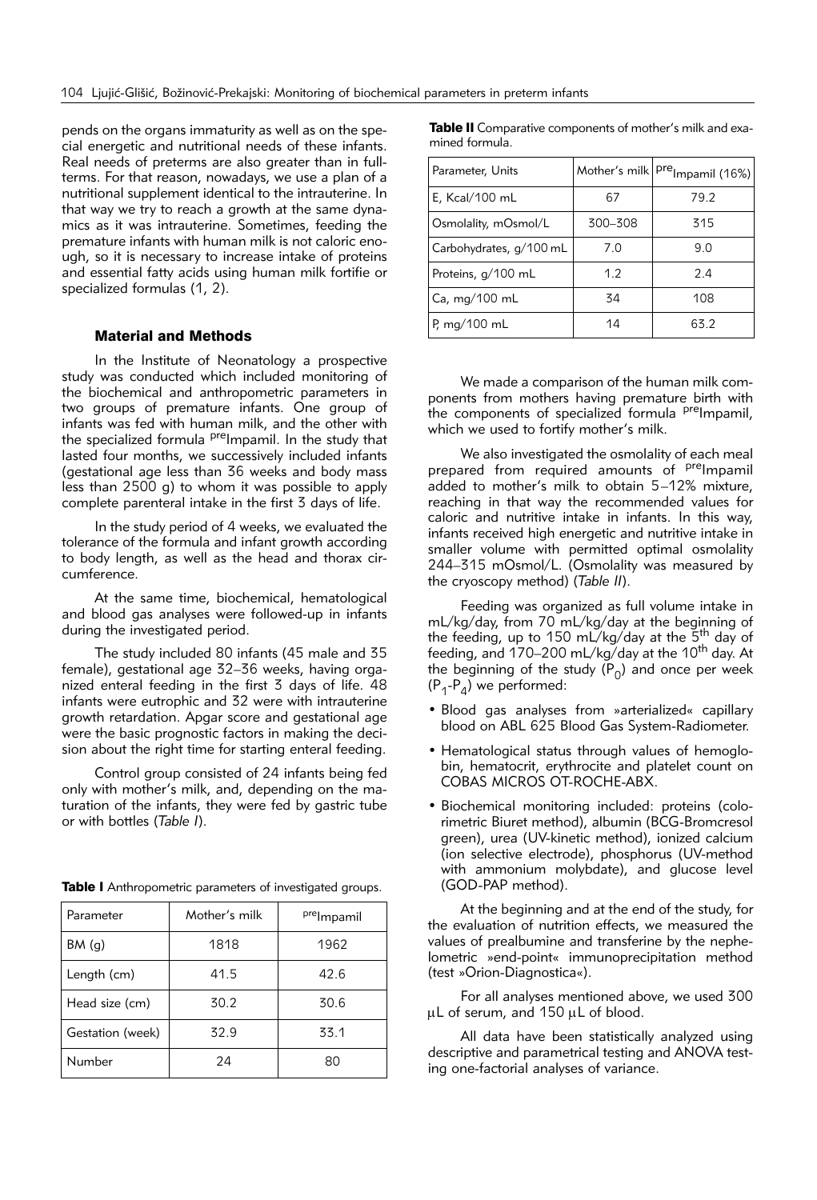pends on the organs immaturity as well as on the special energetic and nutritional needs of these infants. Real needs of preterms are also greater than in fullterms. For that reason, nowadays, we use a plan of a nutritional supplement identical to the intrauterine. In that way we try to reach a growth at the same dynamics as it was intrauterine. Sometimes, feeding the premature infants with human milk is not caloric enough, so it is necessary to increase intake of proteins and essential fatty acids using human milk fortifie or specialized formulas (1, 2).

## Material and Methods

In the Institute of Neonatology a prospective study was conducted which included monitoring of the biochemical and anthropometric parameters in two groups of premature infants. One group of infants was fed with human milk, and the other with the specialized formula $^{pre}$Impamil. In the study that lasted four months, we successively included infants (gestational age less than 36 weeks and body mass less than 2500 g) to whom it was possible to apply complete parenteral intake in the first 3 days of life.

In the study period of 4 weeks, we evaluated the tolerance of the formula and infant growth according to body length, as well as the head and thorax circumference.

At the same time, biochemical, hematological and blood gas analyses were followed-up in infants during the investigated period.

The study included 80 infants (45 male and 35 female), gestational age 32–36 weeks, having organized enteral feeding in the first 3 days of life. 48 infants were eutrophic and 32 were with intrauterine growth retardation. Apgar score and gestational age were the basic prognostic factors in making the decision about the right time for starting enteral feeding.

Control group consisted of 24 infants being fed only with mother's milk, and, depending on the maturation of the infants, they were fed by gastric tube or with bottles (*Table I*).

**Table I** Anthropometric parameters of investigated groups.

| Parameter | Mother's milk | $^{pre}$Impamil |
|---|---|---|
| BM (g) | 1818 | 1962 |
| Length (cm) | 41.5 | 42.6 |
| Head size (cm) | 30.2 | 30.6 |
| Gestation (week) | 32.9 | 33.1 |
| Number | 24 | 80 |

**Table II** Comparative components of mother's milk and examined formula.

| Parameter, Units | Mother's milk | $^{pre}$Impamil (16%) |
|---|---|---|
| E, Kcal/100 mL | 67 | 79.2 |
| Osmolality, mOsmol/L | 300–308 | 315 |
| Carbohydrates, g/100 mL | 7.0 | 9.0 |
| Proteins, g/100 mL | 1.2 | 2.4 |
| Ca, mg/100 mL | 34 | 108 |
| P, mg/100 mL | 14 | 63.2 |

We made a comparison of the human milk components from mothers having premature birth with the components of specialized formula $^{pre}$Impamil, which we used to fortify mother's milk.

We also investigated the osmolality of each meal prepared from required amounts of $^{pre}$Impamil added to mother's milk to obtain 5–12% mixture, reaching in that way the recommended values for caloric and nutritive intake in infants. In this way, infants received high energetic and nutritive intake in smaller volume with permitted optimal osmolality 244–315 mOsmol/L. (Osmolality was measured by the cryoscopy method) (*Table II*).

Feeding was organized as full volume intake in mL/kg/day, from 70 mL/kg/day at the beginning of the feeding, up to 150 mL/kg/day at the 5$^{th}$ day of feeding, and 170–200 mL/kg/day at the 10$^{th}$ day. At the beginning of the study ($P_0$) and once per week ($P_1$-$P_4$) we performed:

- Blood gas analyses from »arterialized« capillary blood on ABL 625 Blood Gas System-Radiometer.
- Hematological status through values of hemoglobin, hematocrit, erythrocite and platelet count on COBAS MICROS OT-ROCHE-ABX.
- Biochemical monitoring included: proteins (colorimetric Biuret method), albumin (BCG-Bromcresol green), urea (UV-kinetic method), ionized calcium (ion selective electrode), phosphorus (UV-method with ammonium molybdate), and glucose level (GOD-PAP method).

At the beginning and at the end of the study, for the evaluation of nutrition effects, we measured the values of prealbumine and transferine by the nephelometric »end-point« immunoprecipitation method (test »Orion-Diagnostica«).

For all analyses mentioned above, we used 300 μL of serum, and 150 μL of blood.

All data have been statistically analyzed using descriptive and parametrical testing and ANOVA testing one-factorial analyses of variance.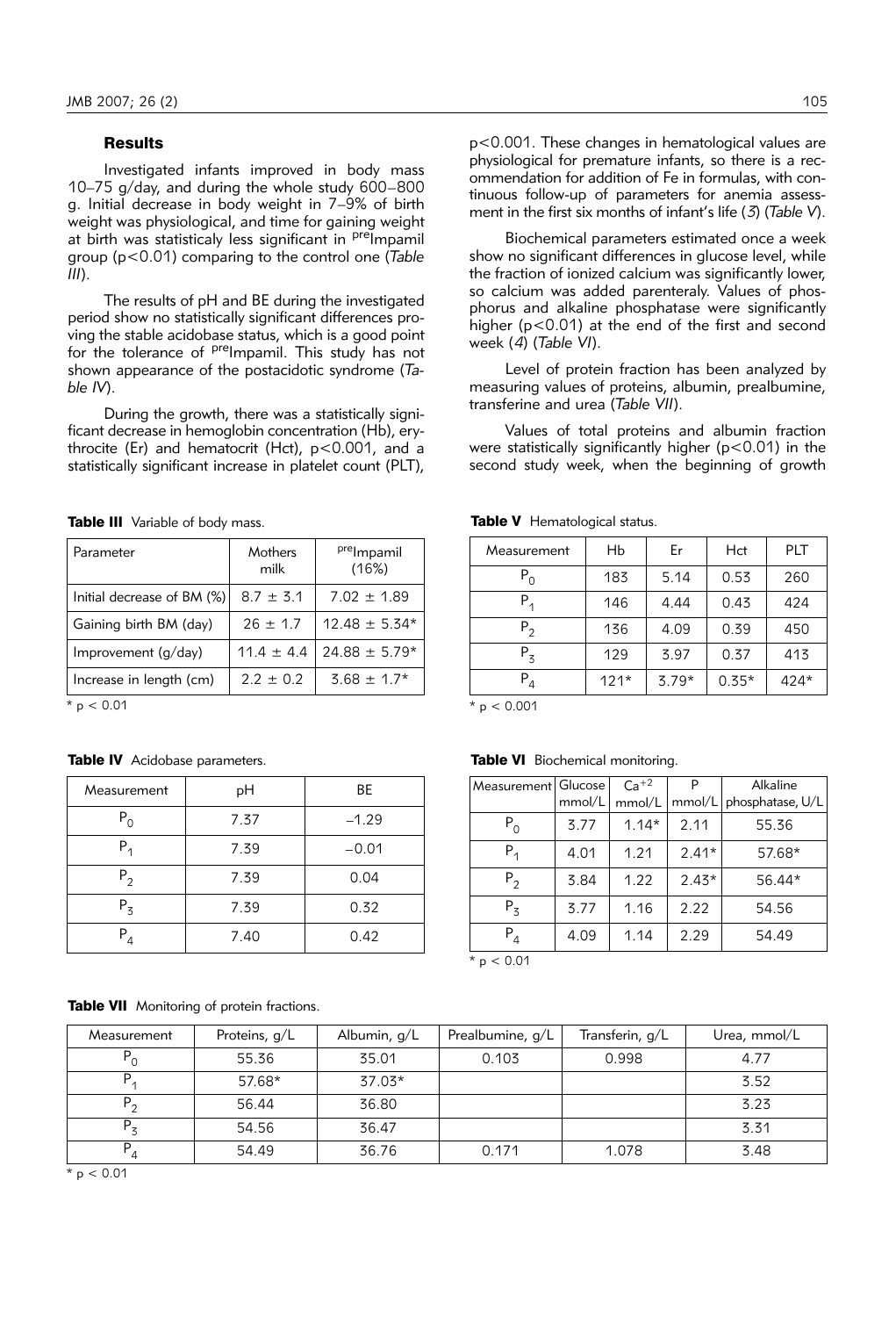## Results

Investigated infants improved in body mass 10–75 g/day, and during the whole study 600–800 g. Initial decrease in body weight in 7–9% of birth weight was physiological, and time for gaining weight at birth was statisticaly less significant in preImpamil group ($p<0.01$) comparing to the control one (*Table III*).

The results of pH and BE during the investigated period show no statistically significant differences proving the stable acidobase status, which is a good point for the tolerance of preImpamil. This study has not shown appearance of the postacidotic syndrome (*Table IV*).

During the growth, there was a statistically significant decrease in hemoglobin concentration (Hb), erythrocite (Er) and hematocrit (Hct), $p<0.001$, and a statistically significant increase in platelet count (PLT), $p<0.001$. These changes in hematological values are physiological for premature infants, so there is a recommendation for addition of Fe in formulas, with continuous follow-up of parameters for anemia assessment in the first six months of infant's life (*3*) (*Table V*).

Biochemical parameters estimated once a week show no significant differences in glucose level, while the fraction of ionized calcium was significantly lower, so calcium was added parenteraly. Values of phosphorus and alkaline phosphatase were significantly higher ($p<0.01$) at the end of the first and second week (*4*) (*Table VI*).

Level of protein fraction has been analyzed by measuring values of proteins, albumin, prealbumine, transferine and urea (*Table VII*).

Values of total proteins and albumin fraction were statistically significantly higher ($p<0.01$) in the second study week, when the beginning of growth

**Table III** Variable of body mass.

| Parameter | Mothers milk | preImpamil (16%) |
|---|---|---|
| Initial decrease of BM (%) | 8.7 ± 3.1 | 7.02 ± 1.89 |
| Gaining birth BM (day) | 26 ± 1.7 | 12.48 ± 5.34* |
| Improvement (g/day) | 11.4 ± 4.4 | 24.88 ± 5.79* |
| Increase in length (cm) | 2.2 ± 0.2 | 3.68 ± 1.7* |

* $p < 0.01$

**Table IV** Acidobase parameters.

| Measurement | pH | BE |
|---|---|---|
| $P_0$ | 7.37 | –1.29 |
| $P_1$ | 7.39 | –0.01 |
| $P_2$ | 7.39 | 0.04 |
| $P_3$ | 7.39 | 0.32 |
| $P_4$ | 7.40 | 0.42 |

**Table V** Hematological status.

| Measurement | Hb | Er | Hct | PLT |
|---|---|---|---|---|
| $P_0$ | 183 | 5.14 | 0.53 | 260 |
| $P_1$ | 146 | 4.44 | 0.43 | 424 |
| $P_2$ | 136 | 4.09 | 0.39 | 450 |
| $P_3$ | 129 | 3.97 | 0.37 | 413 |
| $P_4$ | 121* | 3.79* | 0.35* | 424* |

* $p < 0.001$

**Table VI** Biochemical monitoring.

| Measurement | Glucose mmol/L | $Ca^{+2}$ mmol/L | P mmol/L | Alkaline phosphatase, U/L |
|---|---|---|---|---|
| $P_0$ | 3.77 | 1.14* | 2.11 | 55.36 |
| $P_1$ | 4.01 | 1.21 | 2.41* | 57.68* |
| $P_2$ | 3.84 | 1.22 | 2.43* | 56.44* |
| $P_3$ | 3.77 | 1.16 | 2.22 | 54.56 |
| $P_4$ | 4.09 | 1.14 | 2.29 | 54.49 |

* $p < 0.01$

**Table VII** Monitoring of protein fractions.

| Measurement | Proteins, g/L | Albumin, g/L | Prealbumine, g/L | Transferin, g/L | Urea, mmol/L |
|---|---|---|---|---|---|
| $P_0$ | 55.36 | 35.01 | 0.103 | 0.998 | 4.77 |
| $P_1$ | 57.68* | 37.03* | | | 3.52 |
| $P_2$ | 56.44 | 36.80 | | | 3.23 |
| $P_3$ | 54.56 | 36.47 | | | 3.31 |
| $P_4$ | 54.49 | 36.76 | 0.171 | 1.078 | 3.48 |

* $p < 0.01$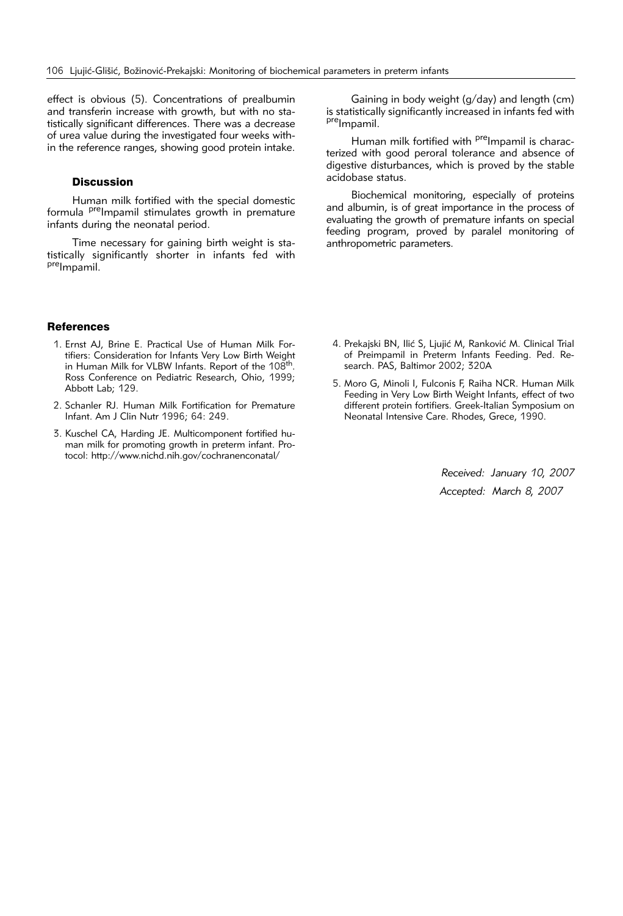effect is obvious (5). Concentrations of prealbumin and transferin increase with growth, but with no statistically significant differences. There was a decrease of urea value during the investigated four weeks within the reference ranges, showing good protein intake.

## Discussion

Human milk fortified with the special domestic formula $^{pre}$Impamil stimulates growth in premature infants during the neonatal period.

Time necessary for gaining birth weight is statistically significantly shorter in infants fed with $^{pre}$Impamil.

Gaining in body weight (g/day) and length (cm) is statistically significantly increased in infants fed with $^{pre}$Impamil.

Human milk fortified with $^{pre}$Impamil is characterized with good peroral tolerance and absence of digestive disturbances, which is proved by the stable acidobase status.

Biochemical monitoring, especially of proteins and albumin, is of great importance in the process of evaluating the growth of premature infants on special feeding program, proved by paralel monitoring of anthropometric parameters.

## References

1. Ernst AJ, Brine E. Practical Use of Human Milk Fortifiers: Consideration for Infants Very Low Birth Weight in Human Milk for VLBW Infants. Report of the 108$^{th}$. Ross Conference on Pediatric Research, Ohio, 1999; Abbott Lab; 129.
2. Schanler RJ. Human Milk Fortification for Premature Infant. Am J Clin Nutr 1996; 64: 249.
3. Kuschel CA, Harding JE. Multicomponent fortified human milk for promoting growth in preterm infant. Protocol: http://www.nichd.nih.gov/cochranenconatal/
4. Prekajski BN, Ilić S, Ljujić M, Ranković M. Clinical Trial of Preimpamil in Preterm Infants Feeding. Ped. Research. PAS, Baltimor 2002; 320A
5. Moro G, Minoli I, Fulconis F, Raiha NCR. Human Milk Feeding in Very Low Birth Weight Infants, effect of two different protein fortifiers. Greek-Italian Symposium on Neonatal Intensive Care. Rhodes, Grece, 1990.

*Received: January 10, 2007*

*Accepted: March 8, 2007*